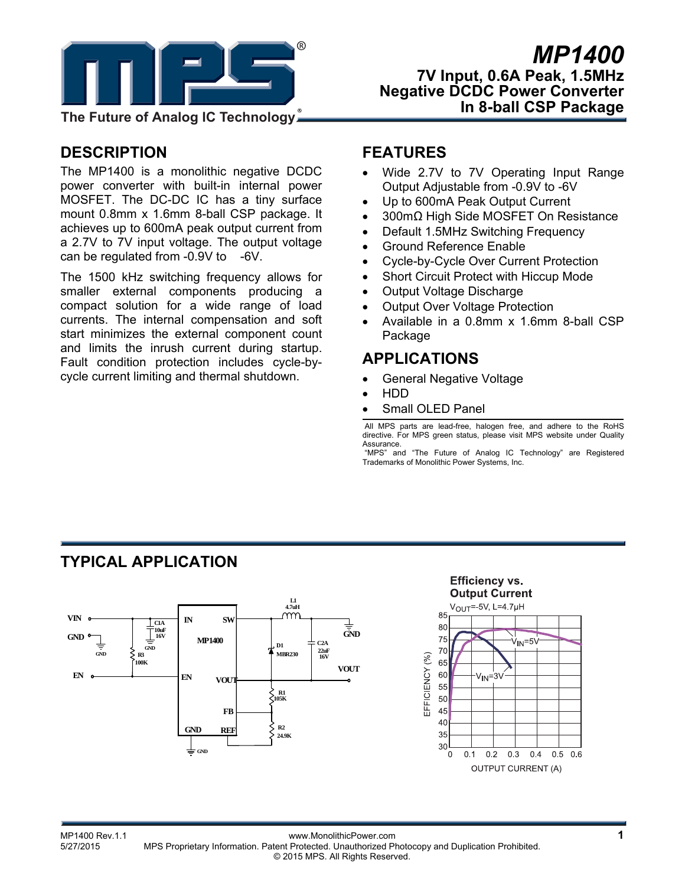# MP1400

## 7V Input, 0.6A Peak, 1.5MHz Negative DCDC Power Converter In 8-ball CSP Package

## DESCRIPTION

The MP1400 is a monolithic negative DCDC power converter with built-in internal power MOSFET. The DC-DC IC has a tiny surface mount 0.8mm x 1.6mm 8-ball CSP package. It achieves up to 600mA peak output current from a 2.7V to 7V input voltage. The output voltage can be regulated from -0.9V to -6V.

The 1500 kHz switching frequency allows for smaller external components producing a compact solution for a wide range of load currents. The internal compensation and soft start minimizes the external component count and limits the inrush current during startup. Fault condition protection includes cycle-by-cycle current limiting and thermal shutdown.

## FEATURES

- Wide 2.7V to 7V Operating Input Range Output Adjustable from -0.9V to -6V
- Up to 600mA Peak Output Current
- 300mΩ High Side MOSFET On Resistance
- Default 1.5MHz Switching Frequency
- Ground Reference Enable
- Cycle-by-Cycle Over Current Protection
- Short Circuit Protect with Hiccup Mode
- Output Voltage Discharge
- Output Over Voltage Protection
- Available in a 0.8mm x 1.6mm 8-ball CSP Package

## APPLICATIONS

- General Negative Voltage
- HDD
- Small OLED Panel

All MPS parts are lead-free, halogen free, and adhere to the RoHS directive. For MPS green status, please visit MPS website under Quality Assurance.
"MPS" and "The Future of Analog IC Technology" are Registered Trademarks of Monolithic Power Systems, Inc.

## TYPICAL APPLICATION

Efficiency vs. Output Current
$V_{OUT}$=-5V, L=4.7μH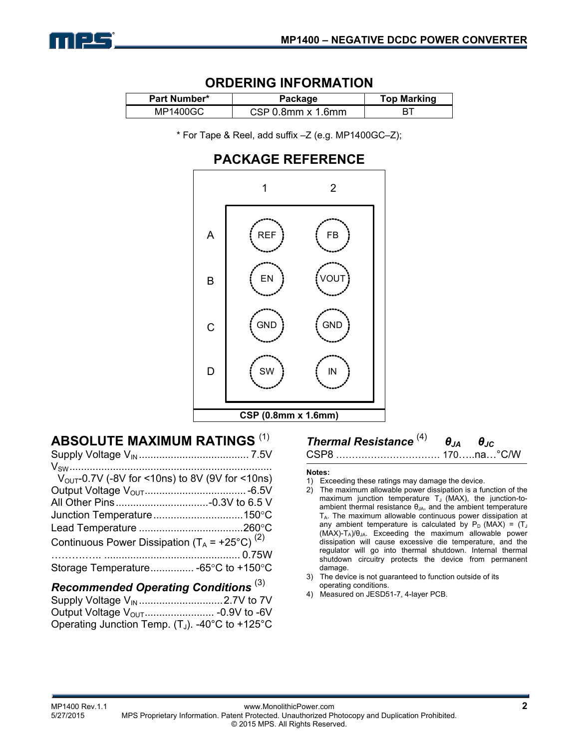## ORDERING INFORMATION

| Part Number* | Package | Top Marking |
|---|---|---|
| MP1400GC | CSP 0.8mm x 1.6mm | BT |

\* For Tape & Reel, add suffix –Z (e.g. MP1400GC–Z);

## PACKAGE REFERENCE

| | 1 | 2 |
|---|---|---|
| A | REF | FB |
| B | EN | VOUT |
| C | GND | GND |
| D | SW | IN |

CSP (0.8mm x 1.6mm)

## ABSOLUTE MAXIMUM RATINGS (1)

Supply Voltage $V_{IN}$ ..................................... 7.5V
$V_{SW}$ .......................................................................
$V_{OUT}$-0.7V (-8V for <10ns) to 8V (9V for <10ns)
Output Voltage $V_{OUT}$ .................................. -6.5V
All Other Pins ................................-0.3V to 6.5 V
Junction Temperature ...............................150°C
Lead Temperature ....................................260°C
Continuous Power Dissipation ($T_A$ = +25°C) (2)
…………. ............................................. 0.75W
Storage Temperature............... -65°C to +150°C

### Recommended Operating Conditions (3)

Supply Voltage $V_{IN}$ .............................2.7V to 7V
Output Voltage $V_{OUT}$ ........................ -0.9V to -6V
Operating Junction Temp. ($T_J$). -40°C to +125°C

| *Thermal Resistance* (4) | $\theta_{JA}$ | $\theta_{JC}$ | |
|---|---|---|---|
| CSP8 …………………………… | 170 | na | °C/W |

**Notes:**

1) Exceeding these ratings may damage the device.
2) The maximum allowable power dissipation is a function of the maximum junction temperature $T_J$ (MAX), the junction-to-ambient thermal resistance $\theta_{JA}$, and the ambient temperature $T_A$. The maximum allowable continuous power dissipation at any ambient temperature is calculated by $P_D$ (MAX) = ($T_J$ (MAX)-$T_A$)/$\theta_{JA}$. Exceeding the maximum allowable power dissipation will cause excessive die temperature, and the regulator will go into thermal shutdown. Internal thermal shutdown circuitry protects the device from permanent damage.
3) The device is not guaranteed to function outside of its operating conditions.
4) Measured on JESD51-7, 4-layer PCB.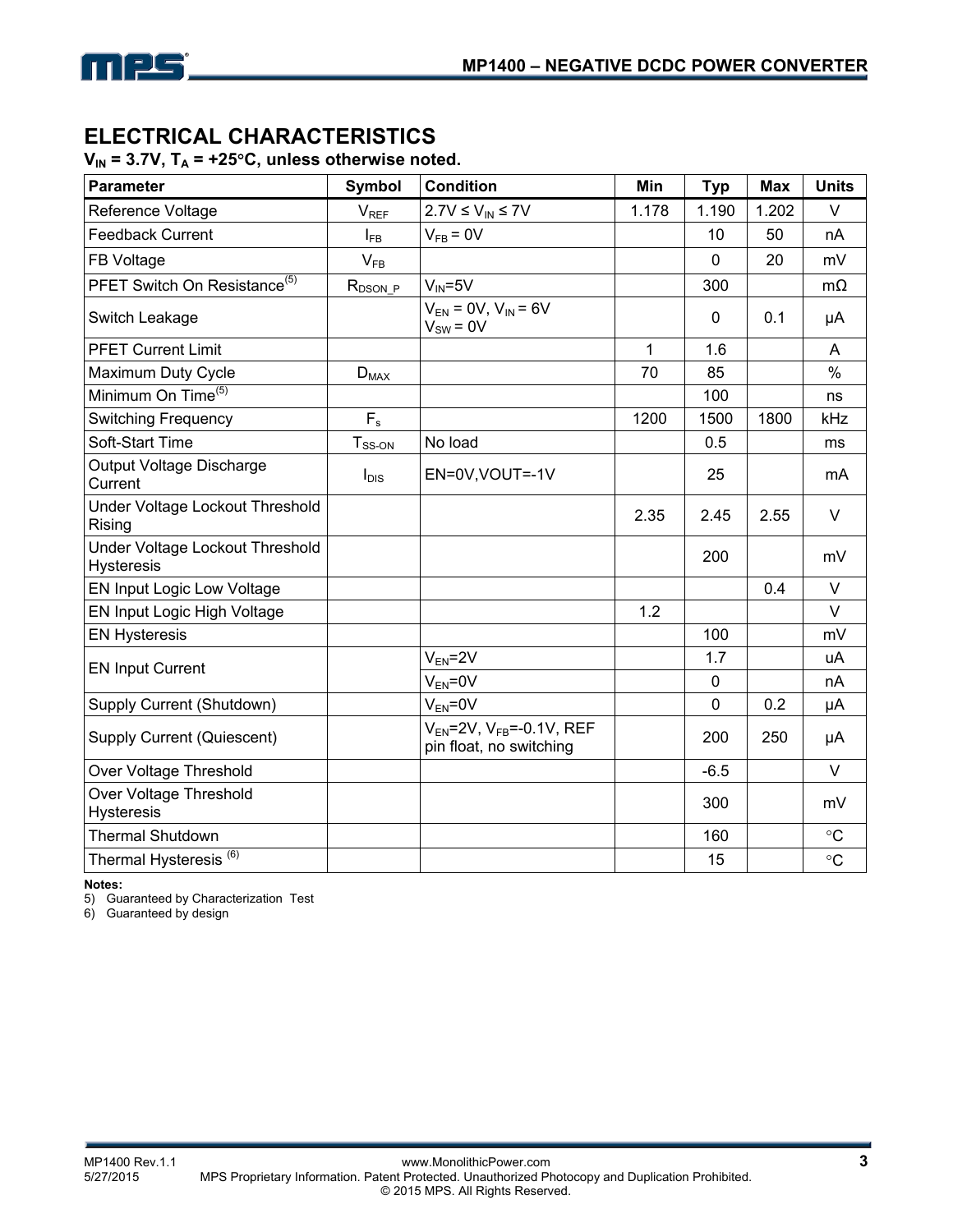## ELECTRICAL CHARACTERISTICS

**$V_{IN}$ = 3.7V, $T_A$ = +25°C, unless otherwise noted.**

| Parameter | Symbol | Condition | Min | Typ | Max | Units |
|---|---|---|---|---|---|---|
| Reference Voltage | $V_{REF}$ | 2.7V ≤ $V_{IN}$ ≤ 7V | 1.178 | 1.190 | 1.202 | V |
| Feedback Current | $I_{FB}$ | $V_{FB}$ = 0V | | 10 | 50 | nA |
| FB Voltage | $V_{FB}$ | | | 0 | 20 | mV |
| PFET Switch On Resistance[5] | $R_{DSON\_P}$ | $V_{IN}$=5V | | 300 | | mΩ |
| Switch Leakage | | $V_{EN}$ = 0V, $V_{IN}$ = 6V $V_{SW}$ = 0V | | 0 | 0.1 | μA |
| PFET Current Limit | | | 1 | 1.6 | | A |
| Maximum Duty Cycle | $D_{MAX}$ | | 70 | 85 | | % |
| Minimum On Time[5] | | | | 100 | | ns |
| Switching Frequency | $F_s$ | | 1200 | 1500 | 1800 | kHz |
| Soft-Start Time | $T_{SS\text{-}ON}$ | No load | | 0.5 | | ms |
| Output Voltage Discharge Current | $I_{DIS}$ | EN=0V,VOUT=-1V | | 25 | | mA |
| Under Voltage Lockout Threshold Rising | | | 2.35 | 2.45 | 2.55 | V |
| Under Voltage Lockout Threshold Hysteresis | | | | 200 | | mV |
| EN Input Logic Low Voltage | | | | | 0.4 | V |
| EN Input Logic High Voltage | | | 1.2 | | | V |
| EN Hysteresis | | | | 100 | | mV |
| EN Input Current | | $V_{EN}$=2V | | 1.7 | | uA |
| | | $V_{EN}$=0V | | 0 | | nA |
| Supply Current (Shutdown) | | $V_{EN}$=0V | | 0 | 0.2 | μA |
| Supply Current (Quiescent) | | $V_{EN}$=2V, $V_{FB}$=-0.1V, REF pin float, no switching | | 200 | 250 | μA |
| Over Voltage Threshold | | | | -6.5 | | V |
| Over Voltage Threshold Hysteresis | | | | 300 | | mV |
| Thermal Shutdown | | | | 160 | | °C |
| Thermal Hysteresis [6] | | | | 15 | | °C |

**Notes:**

5) Guaranteed by Characterization Test

6) Guaranteed by design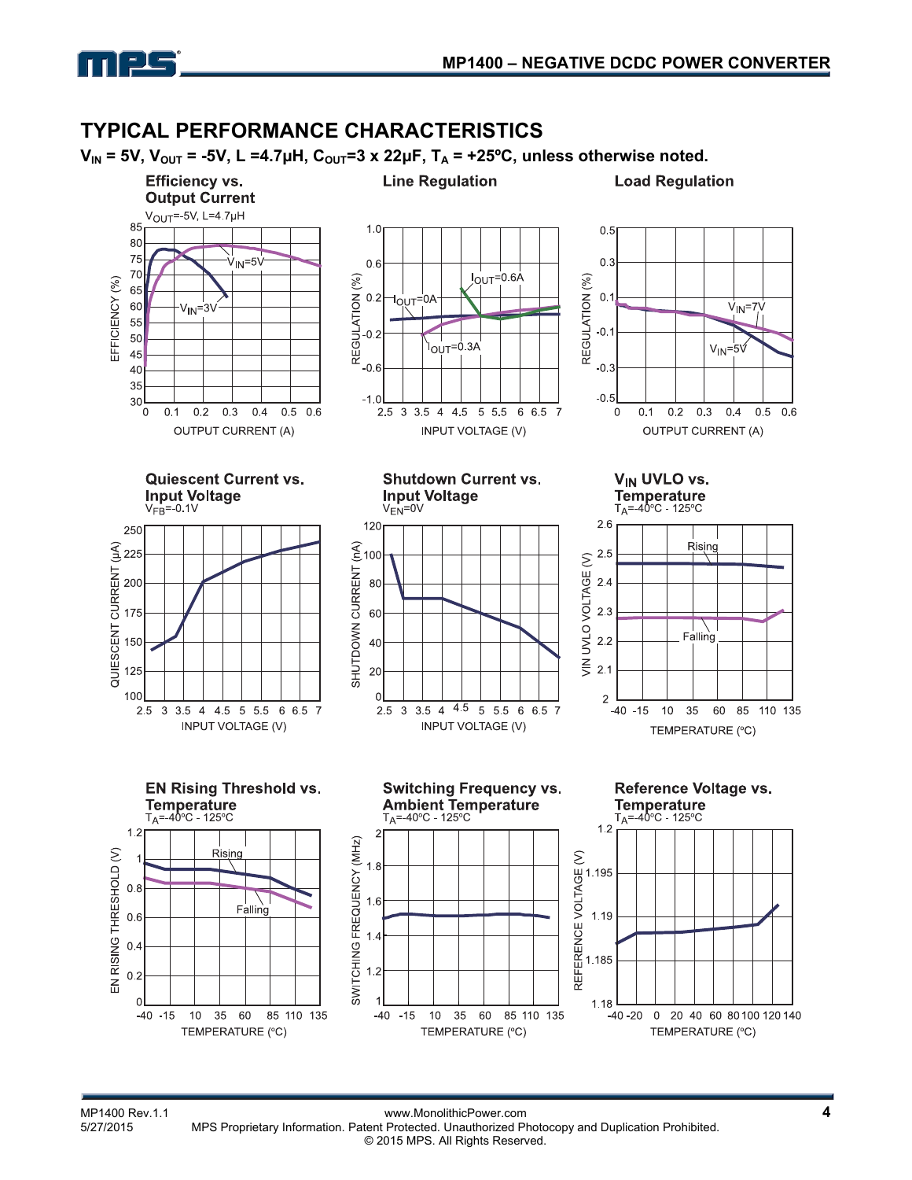## TYPICAL PERFORMANCE CHARACTERISTICS

**$V_{IN}$ = 5V, $V_{OUT}$ = -5V, L =4.7µH, $C_{OUT}$=3 x 22µF, $T_A$ = +25ºC, unless otherwise noted.**

**Efficiency vs. Output Current**
$V_{OUT}$=-5V, L=4.7µH

**Line Regulation**

**Load Regulation**

**Quiescent Current vs. Input Voltage**
$V_{FB}$=-0.1V

**Shutdown Current vs. Input Voltage**
$V_{EN}$=0V

**$V_{IN}$ UVLO vs. Temperature**
$T_A$=-40ºC - 125ºC

**EN Rising Threshold vs. Temperature**
$T_A$=-40ºC - 125ºC

**Switching Frequency vs. Ambient Temperature**
$T_A$=-40ºC - 125ºC

**Reference Voltage vs. Temperature**
$T_A$=-40ºC - 125ºC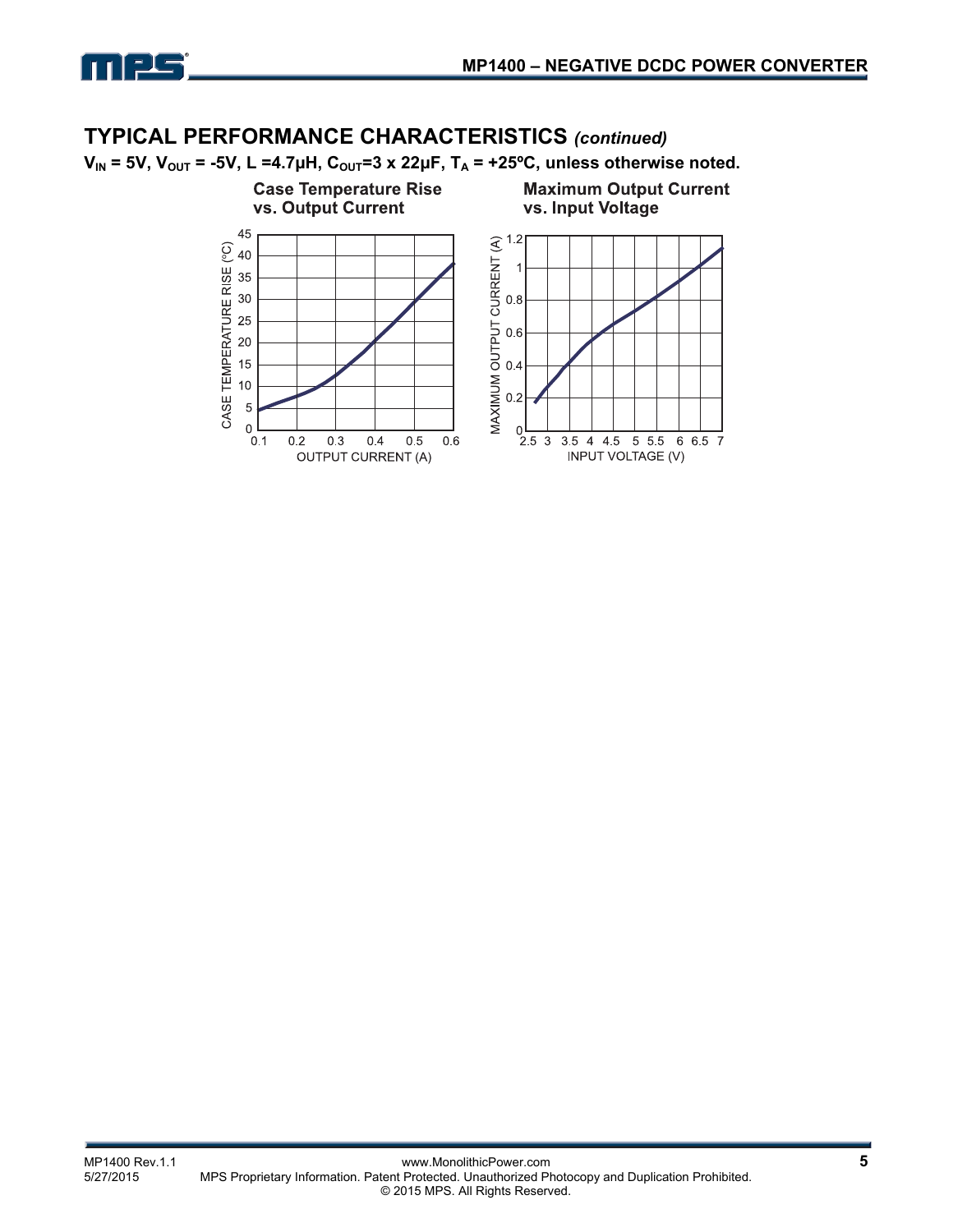## TYPICAL PERFORMANCE CHARACTERISTICS *(continued)*

**$V_{IN}$ = 5V, $V_{OUT}$ = -5V, L =4.7µH, $C_{OUT}$=3 x 22µF, $T_A$ = +25ºC, unless otherwise noted.**

**Case Temperature Rise vs. Output Current**

**Maximum Output Current vs. Input Voltage**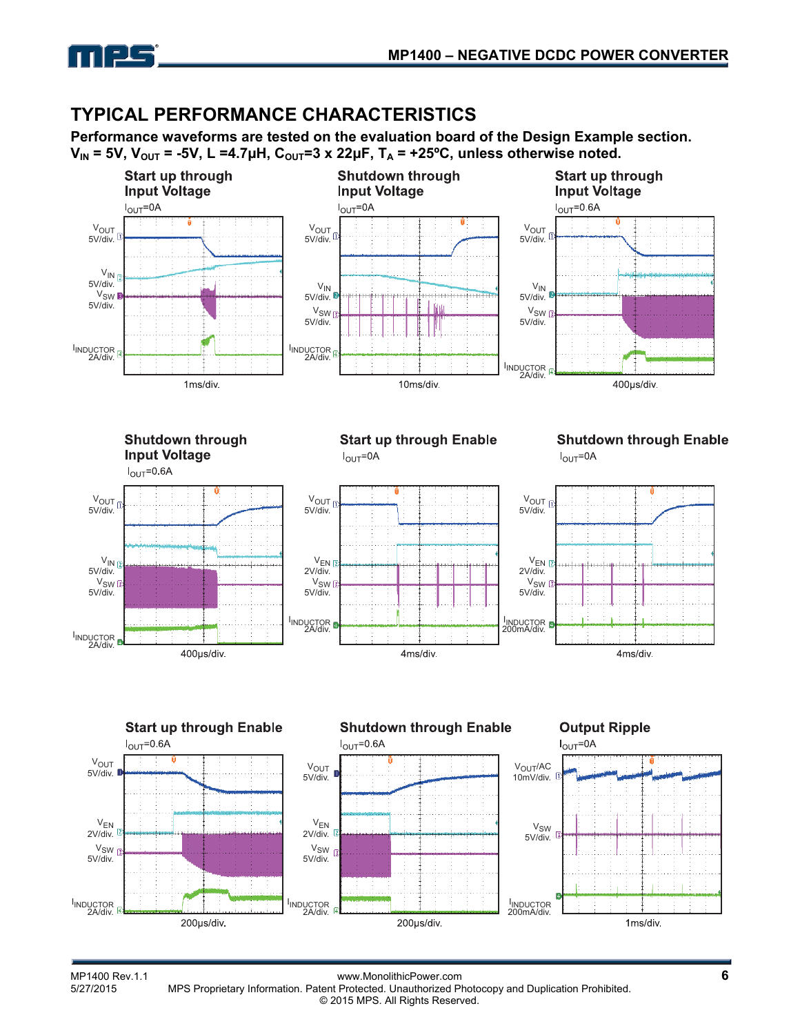## TYPICAL PERFORMANCE CHARACTERISTICS

**Performance waveforms are tested on the evaluation board of the Design Example section.**
**$V_{IN}$ = 5V, $V_{OUT}$ = -5V, L =4.7µH, $C_{OUT}$=3 x 22µF, $T_A$ = +25ºC, unless otherwise noted.**

**Start up through Input Voltage**
$I_{OUT}$=0A

$V_{OUT}$ 5V/div., $V_{IN}$ 5V/div., $V_{SW}$ 5V/div., $I_{INDUCTOR}$ 2A/div.; 1ms/div.

**Shutdown through Input Voltage**
$I_{OUT}$=0A

$V_{OUT}$ 5V/div., $V_{IN}$ 5V/div., $V_{SW}$ 5V/div., $I_{INDUCTOR}$ 2A/div.; 10ms/div.

**Start up through Input Voltage**
$I_{OUT}$=0.6A

$V_{OUT}$ 5V/div., $V_{IN}$ 5V/div., $V_{SW}$ 5V/div., $I_{INDUCTOR}$ 2A/div.; 400µs/div.

**Shutdown through Input Voltage**
$I_{OUT}$=0.6A

$V_{OUT}$ 5V/div., $V_{IN}$ 5V/div., $V_{SW}$ 5V/div., $I_{INDUCTOR}$ 2A/div.; 400µs/div.

**Start up through Enable**
$I_{OUT}$=0A

$V_{OUT}$ 5V/div., $V_{EN}$ 2V/div., $V_{SW}$ 5V/div., $I_{INDUCTOR}$ 2A/div.; 4ms/div.

**Shutdown through Enable**
$I_{OUT}$=0A

$V_{OUT}$ 5V/div., $V_{EN}$ 2V/div., $V_{SW}$ 5V/div., $I_{INDUCTOR}$ 200mA/div.; 4ms/div.

**Start up through Enable**
$I_{OUT}$=0.6A

$V_{OUT}$ 5V/div., $V_{EN}$ 2V/div., $V_{SW}$ 5V/div., $I_{INDUCTOR}$ 2A/div.; 200µs/div.

**Shutdown through Enable**
$I_{OUT}$=0.6A

$V_{OUT}$ 5V/div., $V_{EN}$ 2V/div., $V_{SW}$ 5V/div., $I_{INDUCTOR}$ 2A/div.; 200µs/div.

**Output Ripple**
$I_{OUT}$=0A

$V_{OUT}$/AC 10mV/div., $V_{SW}$ 5V/div., $I_{INDUCTOR}$ 200mA/div.; 1ms/div.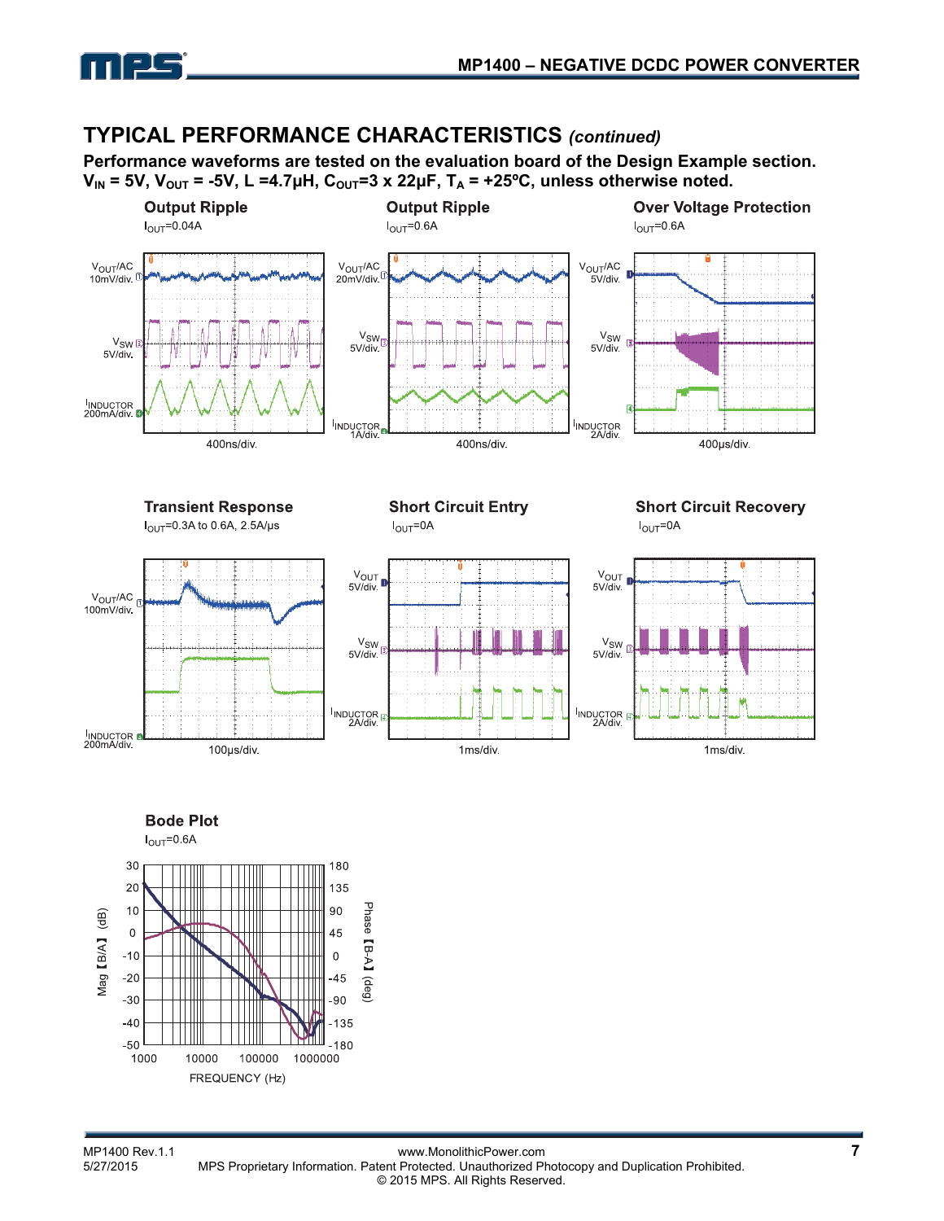## TYPICAL PERFORMANCE CHARACTERISTICS *(continued)*

**Performance waveforms are tested on the evaluation board of the Design Example section.**
**$V_{IN}$ = 5V, $V_{OUT}$ = -5V, L =4.7µH, $C_{OUT}$=3 x 22µF, $T_A$ = +25ºC, unless otherwise noted.**

**Output Ripple**
$I_{OUT}$=0.04A

$V_{OUT}$/AC 10mV/div.
$V_{SW}$ 5V/div.
$I_{INDUCTOR}$ 200mA/div.
400ns/div.

**Output Ripple**
$I_{OUT}$=0.6A

$V_{OUT}$/AC 20mV/div.
$V_{SW}$ 5V/div.
$I_{INDUCTOR}$ 1A/div.
400ns/div.

**Over Voltage Protection**
$I_{OUT}$=0.6A

$V_{OUT}$/AC 5V/div.
$V_{SW}$ 5V/div.
$I_{INDUCTOR}$ 2A/div.
400µs/div.

**Transient Response**
$I_{OUT}$=0.3A to 0.6A, 2.5A/µs

$V_{OUT}$/AC 100mV/div.
$I_{INDUCTOR}$ 200mA/div.
100µs/div.

**Short Circuit Entry**
$I_{OUT}$=0A

$V_{OUT}$ 5V/div.
$V_{SW}$ 5V/div.
$I_{INDUCTOR}$ 2A/div.
1ms/div.

**Short Circuit Recovery**
$I_{OUT}$=0A

$V_{OUT}$ 5V/div.
$V_{SW}$ 5V/div.
$I_{INDUCTOR}$ 2A/div.
1ms/div.

**Bode Plot**
$I_{OUT}$=0.6A

Mag【B/A】(dB): 30, 20, 10, 0, -10, -20, -30, -40, -50
Phase【B-A】(deg): 180, 135, 90, 45, 0, -45, -90, -135, -180
FREQUENCY (Hz): 1000, 10000, 100000, 1000000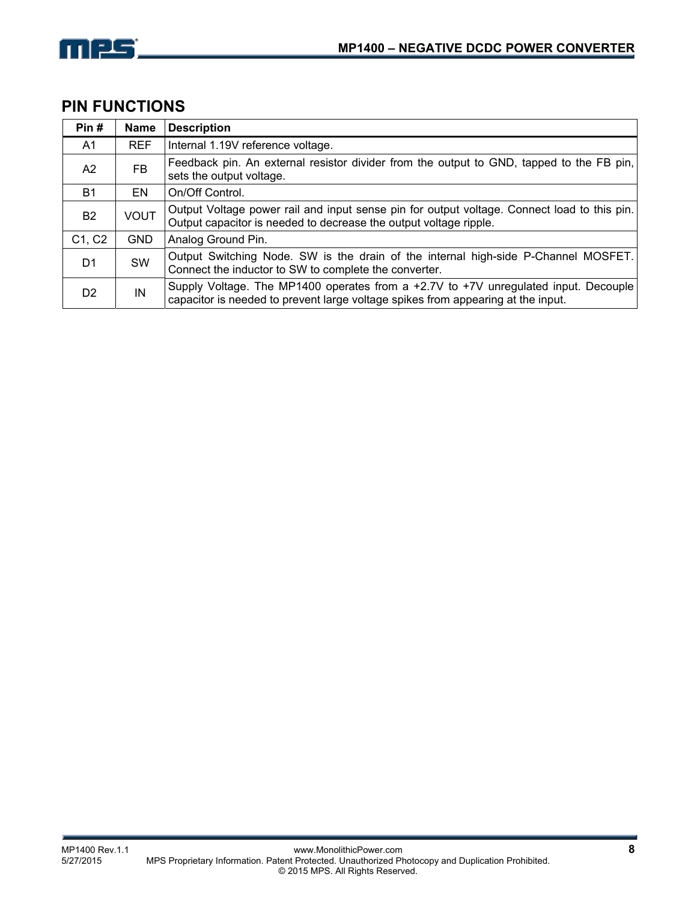## PIN FUNCTIONS

| Pin # | Name | Description |
|---|---|---|
| A1 | REF | Internal 1.19V reference voltage. |
| A2 | FB | Feedback pin. An external resistor divider from the output to GND, tapped to the FB pin, sets the output voltage. |
| B1 | EN | On/Off Control. |
| B2 | VOUT | Output Voltage power rail and input sense pin for output voltage. Connect load to this pin. Output capacitor is needed to decrease the output voltage ripple. |
| C1, C2 | GND | Analog Ground Pin. |
| D1 | SW | Output Switching Node. SW is the drain of the internal high-side P-Channel MOSFET. Connect the inductor to SW to complete the converter. |
| D2 | IN | Supply Voltage. The MP1400 operates from a +2.7V to +7V unregulated input. Decouple capacitor is needed to prevent large voltage spikes from appearing at the input. |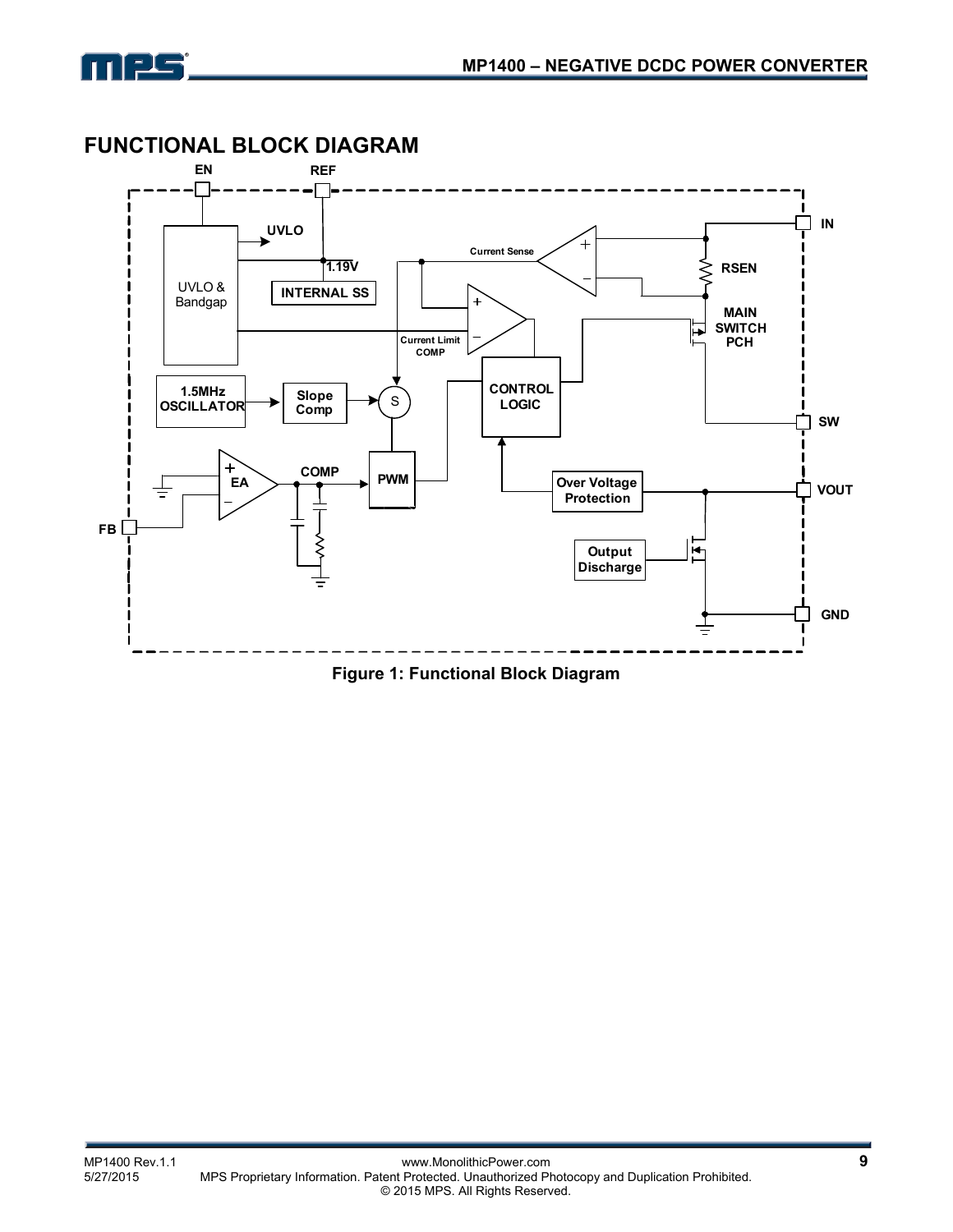## FUNCTIONAL BLOCK DIAGRAM

**Figure 1: Functional Block Diagram**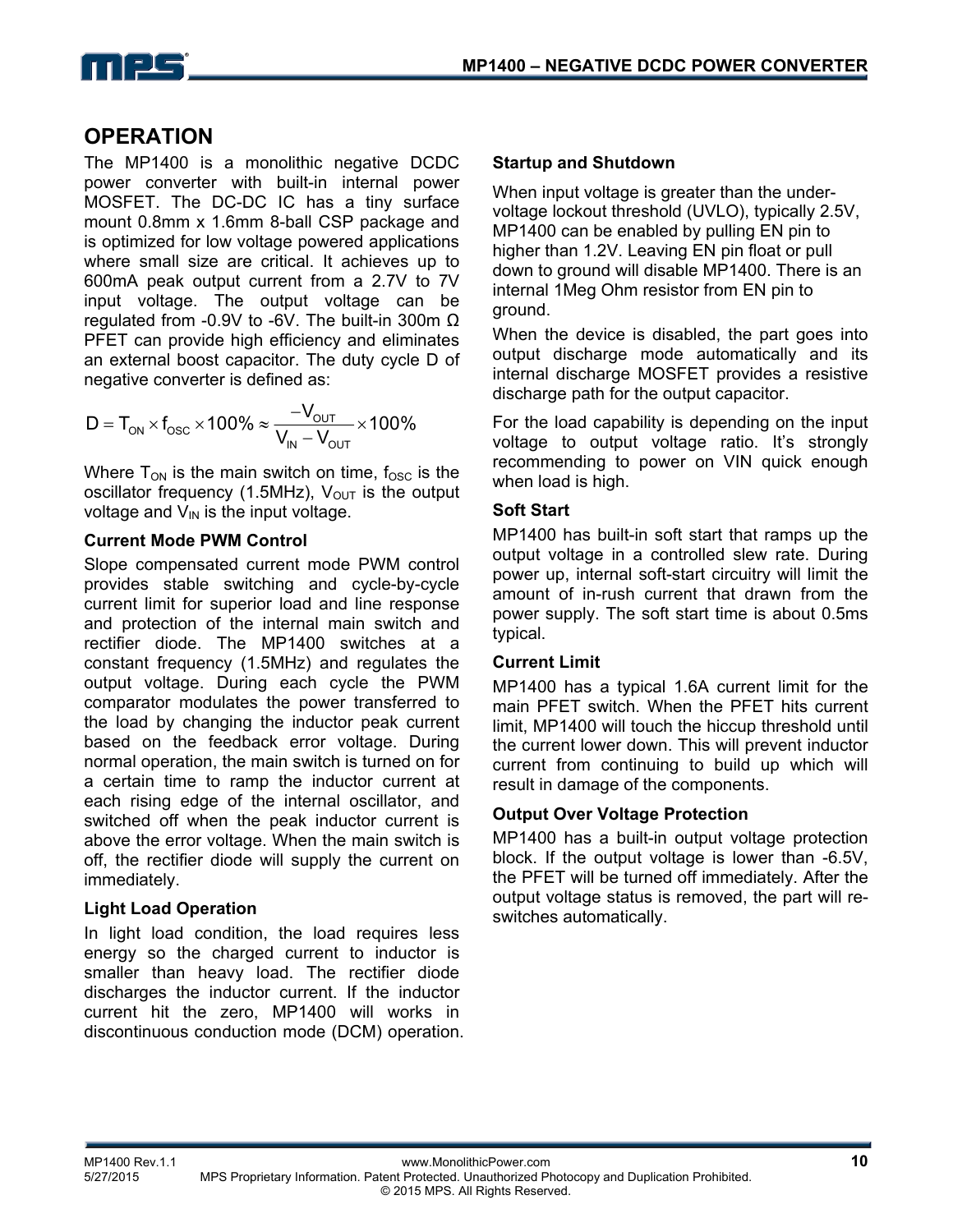## OPERATION

The MP1400 is a monolithic negative DCDC power converter with built-in internal power MOSFET. The DC-DC IC has a tiny surface mount 0.8mm x 1.6mm 8-ball CSP package and is optimized for low voltage powered applications where small size are critical. It achieves up to 600mA peak output current from a 2.7V to 7V input voltage. The output voltage can be regulated from -0.9V to -6V. The built-in 300m Ω PFET can provide high efficiency and eliminates an external boost capacitor. The duty cycle D of negative converter is defined as:

$$D = T_{ON} \times f_{OSC} \times 100\% \approx \frac{-V_{OUT}}{V_{IN} - V_{OUT}} \times 100\%$$

Where $T_{ON}$ is the main switch on time, $f_{OSC}$ is the oscillator frequency (1.5MHz), $V_{OUT}$ is the output voltage and $V_{IN}$ is the input voltage.

### Current Mode PWM Control

Slope compensated current mode PWM control provides stable switching and cycle-by-cycle current limit for superior load and line response and protection of the internal main switch and rectifier diode. The MP1400 switches at a constant frequency (1.5MHz) and regulates the output voltage. During each cycle the PWM comparator modulates the power transferred to the load by changing the inductor peak current based on the feedback error voltage. During normal operation, the main switch is turned on for a certain time to ramp the inductor current at each rising edge of the internal oscillator, and switched off when the peak inductor current is above the error voltage. When the main switch is off, the rectifier diode will supply the current on immediately.

### Light Load Operation

In light load condition, the load requires less energy so the charged current to inductor is smaller than heavy load. The rectifier diode discharges the inductor current. If the inductor current hit the zero, MP1400 will works in discontinuous conduction mode (DCM) operation.

### Startup and Shutdown

When input voltage is greater than the under-voltage lockout threshold (UVLO), typically 2.5V, MP1400 can be enabled by pulling EN pin to higher than 1.2V. Leaving EN pin float or pull down to ground will disable MP1400. There is an internal 1Meg Ohm resistor from EN pin to ground.

When the device is disabled, the part goes into output discharge mode automatically and its internal discharge MOSFET provides a resistive discharge path for the output capacitor.

For the load capability is depending on the input voltage to output voltage ratio. It's strongly recommending to power on VIN quick enough when load is high.

### Soft Start

MP1400 has built-in soft start that ramps up the output voltage in a controlled slew rate. During power up, internal soft-start circuitry will limit the amount of in-rush current that drawn from the power supply. The soft start time is about 0.5ms typical.

### Current Limit

MP1400 has a typical 1.6A current limit for the main PFET switch. When the PFET hits current limit, MP1400 will touch the hiccup threshold until the current lower down. This will prevent inductor current from continuing to build up which will result in damage of the components.

### Output Over Voltage Protection

MP1400 has a built-in output voltage protection block. If the output voltage is lower than -6.5V, the PFET will be turned off immediately. After the output voltage status is removed, the part will re-switches automatically.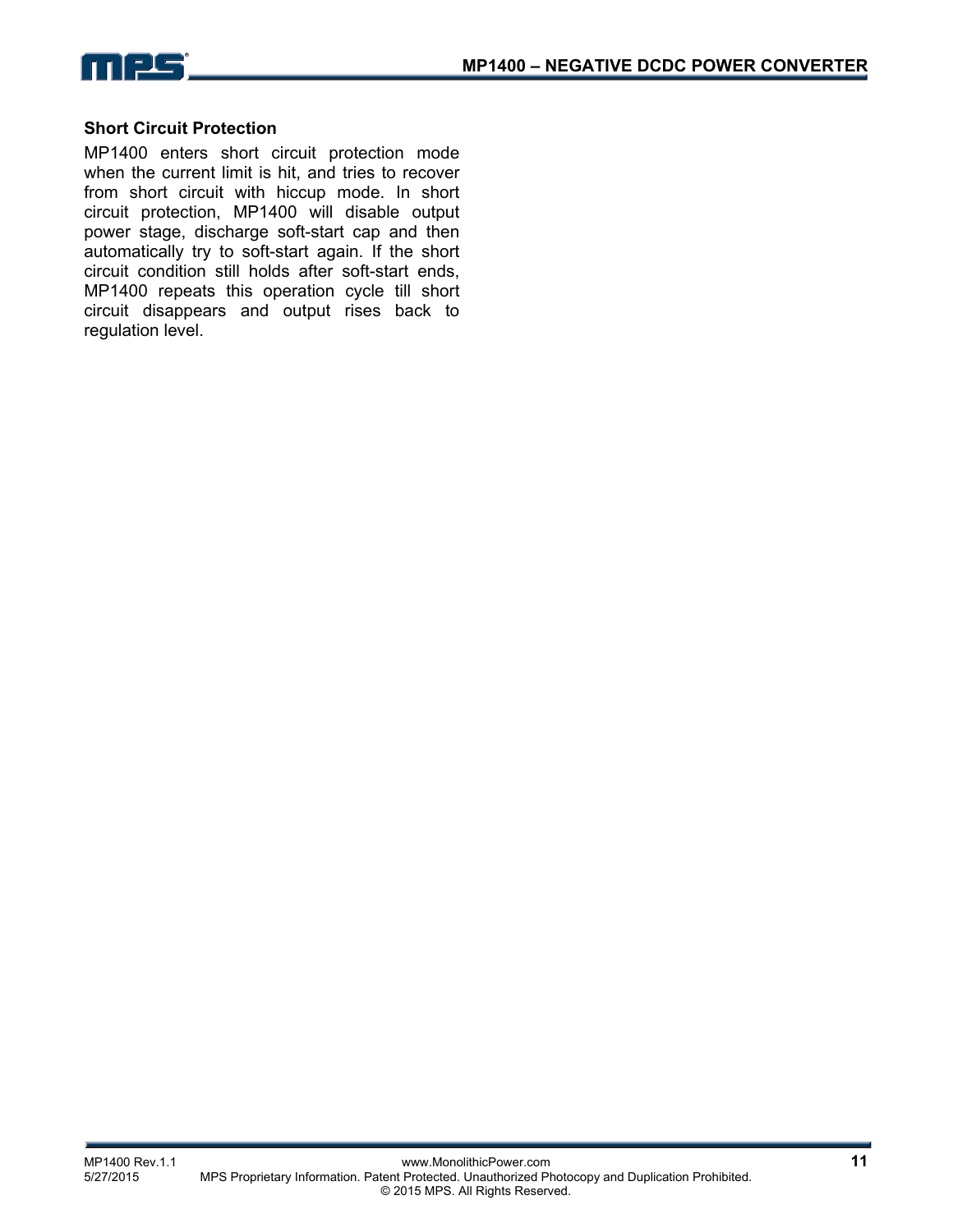### Short Circuit Protection

MP1400 enters short circuit protection mode when the current limit is hit, and tries to recover from short circuit with hiccup mode. In short circuit protection, MP1400 will disable output power stage, discharge soft-start cap and then automatically try to soft-start again. If the short circuit condition still holds after soft-start ends, MP1400 repeats this operation cycle till short circuit disappears and output rises back to regulation level.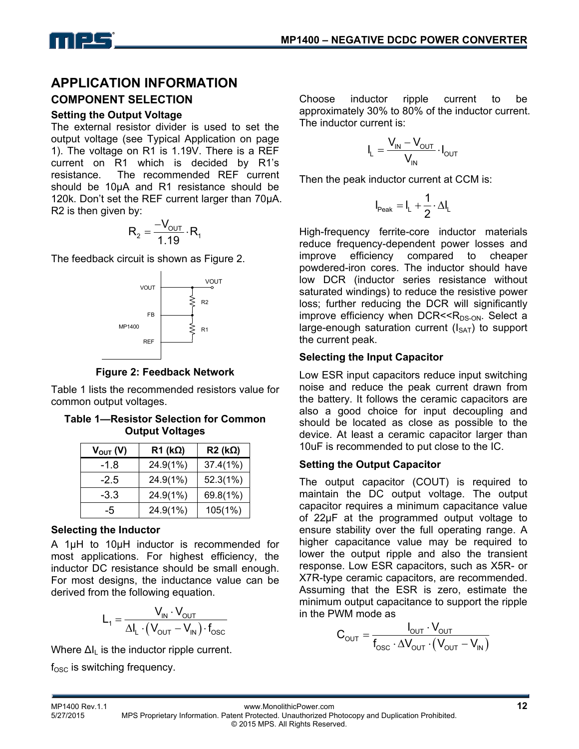# APPLICATION INFORMATION

## COMPONENT SELECTION

### Setting the Output Voltage

The external resistor divider is used to set the output voltage (see Typical Application on page 1). The voltage on R1 is 1.19V. There is a REF current on R1 which is decided by R1's resistance. The recommended REF current should be 10μA and R1 resistance should be 120k. Don't set the REF current larger than 70μA. R2 is then given by:

$$R_2 = \frac{-V_{OUT}}{1.19} \cdot R_1$$

The feedback circuit is shown as Figure 2.

**Figure 2: Feedback Network**

Table 1 lists the recommended resistors value for common output voltages.

**Table 1—Resistor Selection for Common Output Voltages**

| $V_{OUT}$ (V) | R1 (kΩ) | R2 (kΩ) |
|---|---|---|
| -1.8 | 24.9(1%) | 37.4(1%) |
| -2.5 | 24.9(1%) | 52.3(1%) |
| -3.3 | 24.9(1%) | 69.8(1%) |
| -5 | 24.9(1%) | 105(1%) |

### Selecting the Inductor

A 1µH to 10µH inductor is recommended for most applications. For highest efficiency, the inductor DC resistance should be small enough. For most designs, the inductance value can be derived from the following equation.

$$L_1 = \frac{V_{IN} \cdot V_{OUT}}{\Delta I_L \cdot (V_{OUT} - V_{IN}) \cdot f_{OSC}}$$

Where $\Delta I_L$ is the inductor ripple current.

$f_{OSC}$ is switching frequency.

Choose inductor ripple current to be approximately 30% to 80% of the inductor current. The inductor current is:

$$I_L = \frac{V_{IN} - V_{OUT}}{V_{IN}} \cdot I_{OUT}$$

Then the peak inductor current at CCM is:

$$I_{Peak} = I_L + \frac{1}{2} \cdot \Delta I_L$$

High-frequency ferrite-core inductor materials reduce frequency-dependent power losses and improve efficiency compared to cheaper powdered-iron cores. The inductor should have low DCR (inductor series resistance without saturated windings) to reduce the resistive power loss; further reducing the DCR will significantly improve efficiency when DCR<<$R_{DS-ON}$. Select a large-enough saturation current ($I_{SAT}$) to support the current peak.

### Selecting the Input Capacitor

Low ESR input capacitors reduce input switching noise and reduce the peak current drawn from the battery. It follows the ceramic capacitors are also a good choice for input decoupling and should be located as close as possible to the device. At least a ceramic capacitor larger than 10uF is recommended to put close to the IC.

### Setting the Output Capacitor

The output capacitor (COUT) is required to maintain the DC output voltage. The output capacitor requires a minimum capacitance value of 22µF at the programmed output voltage to ensure stability over the full operating range. A higher capacitance value may be required to lower the output ripple and also the transient response. Low ESR capacitors, such as X5R- or X7R-type ceramic capacitors, are recommended. Assuming that the ESR is zero, estimate the minimum output capacitance to support the ripple in the PWM mode as

$$C_{OUT} = \frac{I_{OUT} \cdot V_{OUT}}{f_{OSC} \cdot \Delta V_{OUT} \cdot (V_{OUT} - V_{IN})}$$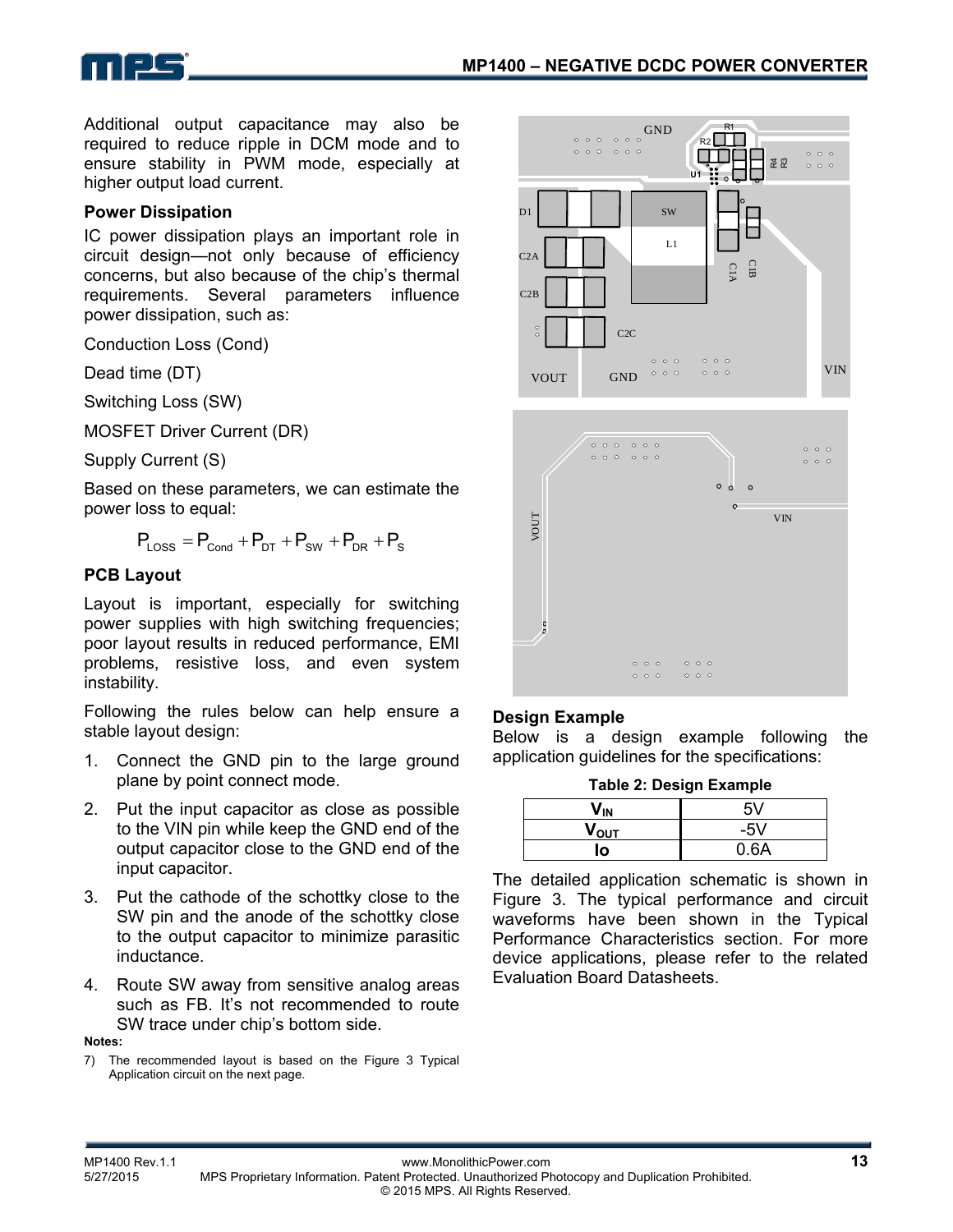Additional output capacitance may also be required to reduce ripple in DCM mode and to ensure stability in PWM mode, especially at higher output load current.

### Power Dissipation

IC power dissipation plays an important role in circuit design—not only because of efficiency concerns, but also because of the chip's thermal requirements. Several parameters influence power dissipation, such as:

Conduction Loss (Cond)

Dead time (DT)

Switching Loss (SW)

MOSFET Driver Current (DR)

Supply Current (S)

Based on these parameters, we can estimate the power loss to equal:

$$P_{LOSS} = P_{Cond} + P_{DT} + P_{SW} + P_{DR} + P_{S}$$

### PCB Layout

Layout is important, especially for switching power supplies with high switching frequencies; poor layout results in reduced performance, EMI problems, resistive loss, and even system instability.

Following the rules below can help ensure a stable layout design:

1. Connect the GND pin to the large ground plane by point connect mode.
2. Put the input capacitor as close as possible to the VIN pin while keep the GND end of the output capacitor close to the GND end of the input capacitor.
3. Put the cathode of the schottky close to the SW pin and the anode of the schottky close to the output capacitor to minimize parasitic inductance.
4. Route SW away from sensitive analog areas such as FB. It's not recommended to route SW trace under chip's bottom side.

**Notes:**

7) The recommended layout is based on the Figure 3 Typical Application circuit on the next page.

### Design Example

Below is a design example following the application guidelines for the specifications:

**Table 2: Design Example**

| | |
|---|---|
| $V_{IN}$ | 5V |
| $V_{OUT}$ | -5V |
| Io | 0.6A |

The detailed application schematic is shown in Figure 3. The typical performance and circuit waveforms have been shown in the Typical Performance Characteristics section. For more device applications, please refer to the related Evaluation Board Datasheets.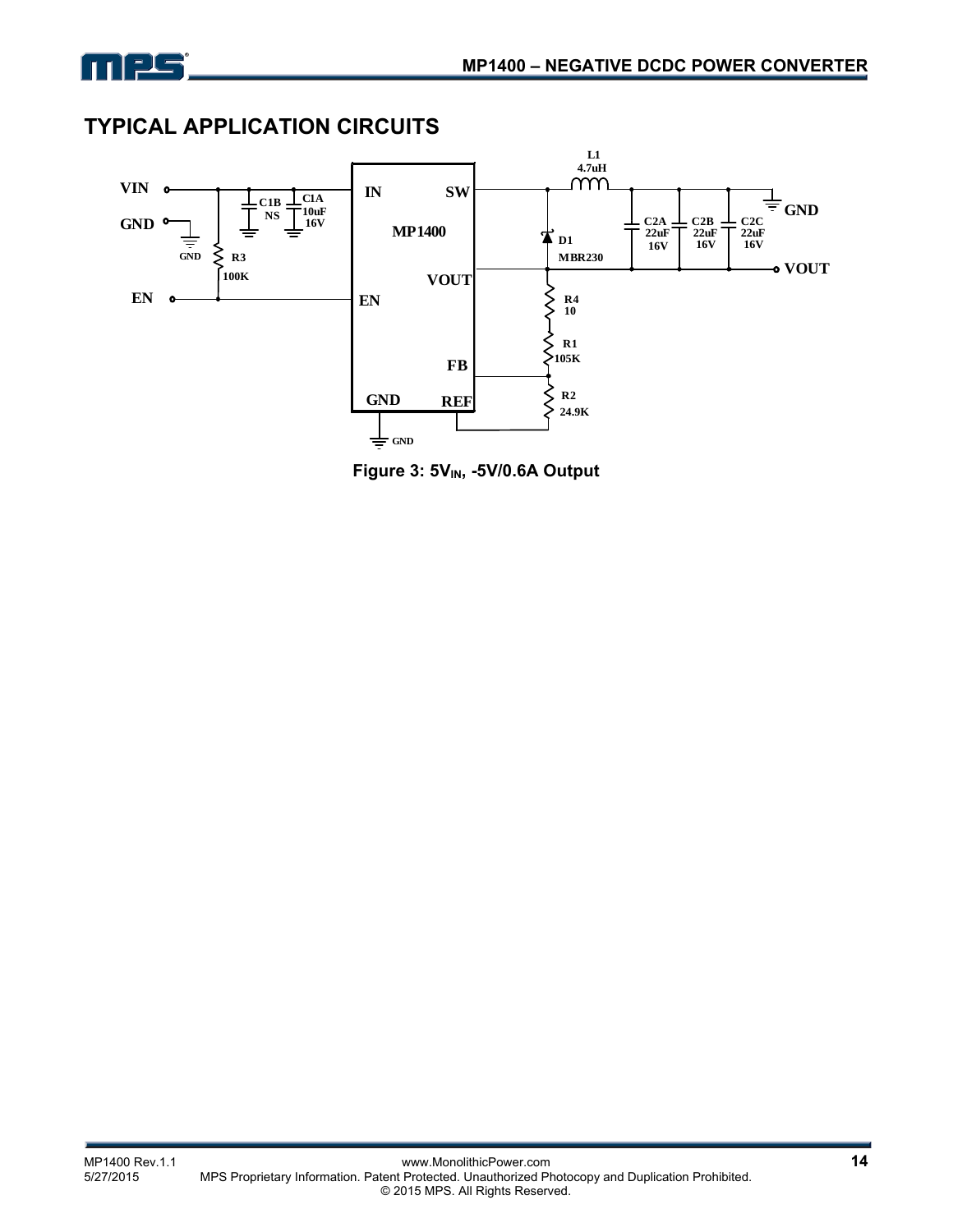## TYPICAL APPLICATION CIRCUITS

Figure 3: $5V_{IN}$, -5V/0.6A Output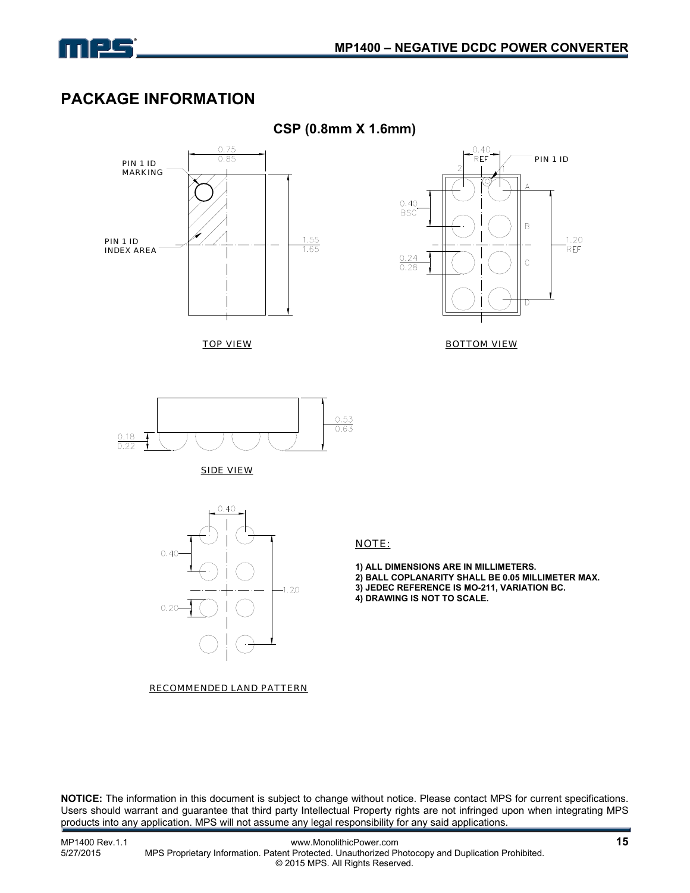## PACKAGE INFORMATION

### CSP (0.8mm X 1.6mm)

0.75
0.85

PIN 1 ID
MARKING

PIN 1 ID
INDEX AREA

1.55
1.65

TOP VIEW

0.40
REF

PIN 1 ID

2 1

A

B

C

D

0.40
BSC

0.24
0.28

1.20
REF

BOTTOM VIEW

0.53
0.63

0.18
0.22

SIDE VIEW

0.40

0.40

0.20

1.20

RECOMMENDED LAND PATTERN

NOTE:

1) ALL DIMENSIONS ARE IN MILLIMETERS.
2) BALL COPLANARITY SHALL BE 0.05 MILLIMETER MAX.
3) JEDEC REFERENCE IS MO-211, VARIATION BC.
4) DRAWING IS NOT TO SCALE.

**NOTICE:** The information in this document is subject to change without notice. Please contact MPS for current specifications. Users should warrant and guarantee that third party Intellectual Property rights are not infringed upon when integrating MPS products into any application. MPS will not assume any legal responsibility for any said applications.